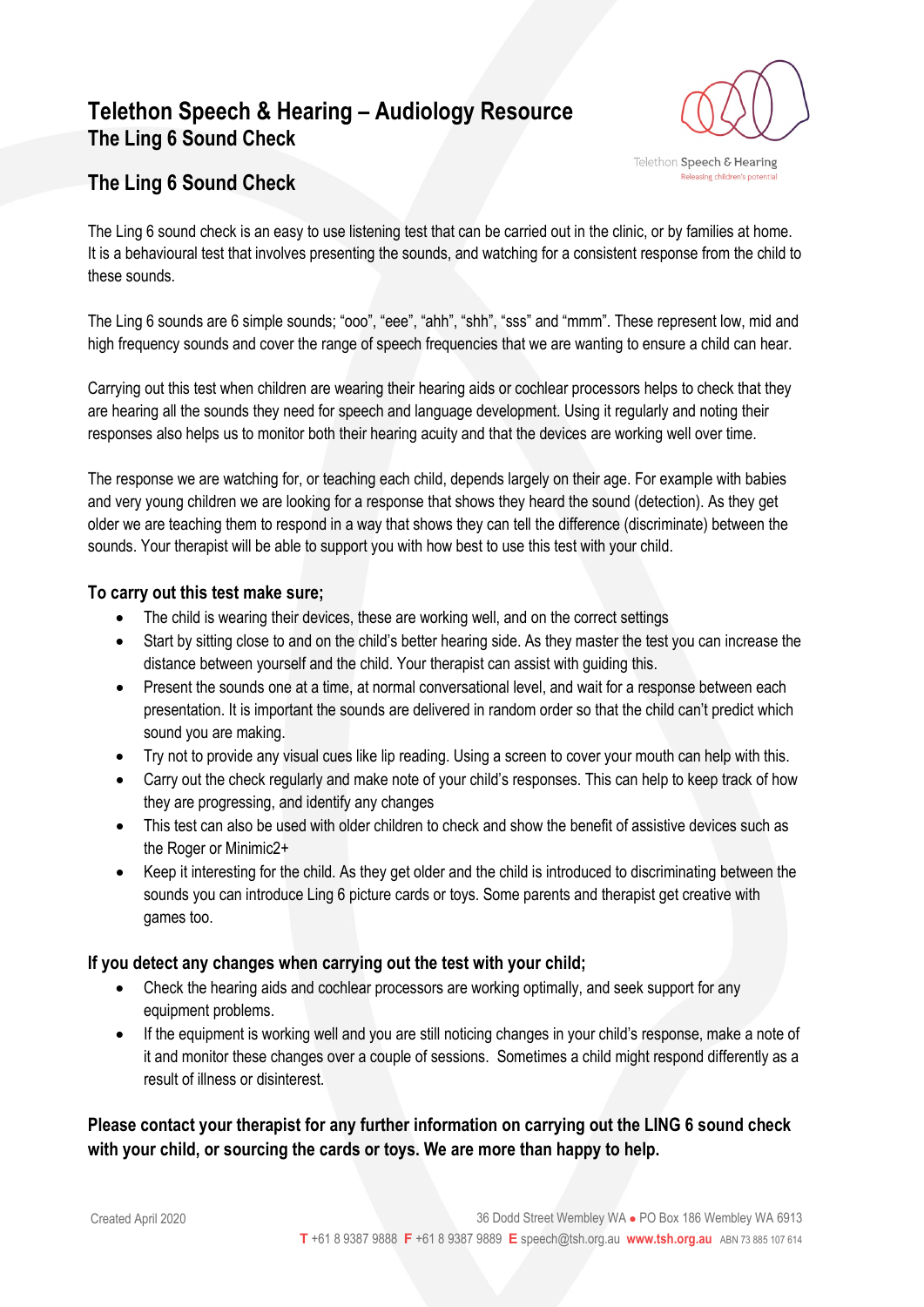# Telethon Speech & Hearing – Audiology Resource

## The Ling 6 Sound Check

Telethon Speech & Hearing
Releasing children's potential

## The Ling 6 Sound Check

The Ling 6 sound check is an easy to use listening test that can be carried out in the clinic, or by families at home. It is a behavioural test that involves presenting the sounds, and watching for a consistent response from the child to these sounds.

The Ling 6 sounds are 6 simple sounds; "ooo", "eee", "ahh", "shh", "sss" and "mmm". These represent low, mid and high frequency sounds and cover the range of speech frequencies that we are wanting to ensure a child can hear.

Carrying out this test when children are wearing their hearing aids or cochlear processors helps to check that they are hearing all the sounds they need for speech and language development. Using it regularly and noting their responses also helps us to monitor both their hearing acuity and that the devices are working well over time.

The response we are watching for, or teaching each child, depends largely on their age. For example with babies and very young children we are looking for a response that shows they heard the sound (detection). As they get older we are teaching them to respond in a way that shows they can tell the difference (discriminate) between the sounds. Your therapist will be able to support you with how best to use this test with your child.

**To carry out this test make sure;**

- The child is wearing their devices, these are working well, and on the correct settings
- Start by sitting close to and on the child's better hearing side. As they master the test you can increase the distance between yourself and the child. Your therapist can assist with guiding this.
- Present the sounds one at a time, at normal conversational level, and wait for a response between each presentation. It is important the sounds are delivered in random order so that the child can't predict which sound you are making.
- Try not to provide any visual cues like lip reading. Using a screen to cover your mouth can help with this.
- Carry out the check regularly and make note of your child's responses. This can help to keep track of how they are progressing, and identify any changes
- This test can also be used with older children to check and show the benefit of assistive devices such as the Roger or Minimic2+
- Keep it interesting for the child. As they get older and the child is introduced to discriminating between the sounds you can introduce Ling 6 picture cards or toys. Some parents and therapist get creative with games too.

**If you detect any changes when carrying out the test with your child;**

- Check the hearing aids and cochlear processors are working optimally, and seek support for any equipment problems.
- If the equipment is working well and you are still noticing changes in your child's response, make a note of it and monitor these changes over a couple of sessions. Sometimes a child might respond differently as a result of illness or disinterest.

**Please contact your therapist for any further information on carrying out the LING 6 sound check with your child, or sourcing the cards or toys. We are more than happy to help.**

Created April 2020

36 Dodd Street Wembley WA • PO Box 186 Wembley WA 6913
T +61 8 9387 9888 F +61 8 9387 9889 E speech@tsh.org.au www.tsh.org.au ABN 73 885 107 614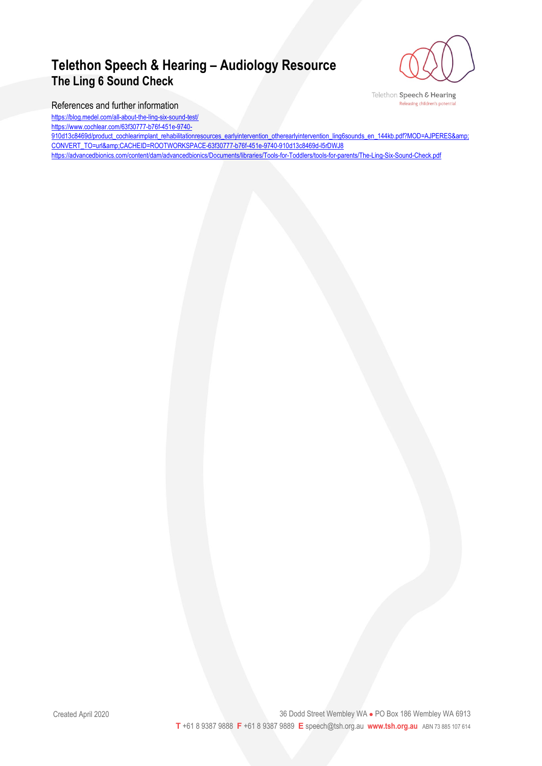# Telethon Speech & Hearing – Audiology Resource
## The Ling 6 Sound Check

References and further information

https://blog.medel.com/all-about-the-ling-six-sound-test/

https://www.cochlear.com/63f30777-b76f-451e-9740-910d13c8469d/product_cochlearimplant_rehabilitationresources_earlyintervention_otherearlyintervention_ling6sounds_en_144kb.pdf?MOD=AJPERES&amp;CONVERT_TO=url&amp;CACHEID=ROOTWORKSPACE-63f30777-b76f-451e-9740-910d13c8469d-l5rDWJ8

https://advancedbionics.com/content/dam/advancedbionics/Documents/libraries/Tools-for-Toddlers/tools-for-parents/The-Ling-Six-Sound-Check.pdf

Created April 2020

36 Dodd Street Wembley WA • PO Box 186 Wembley WA 6913

**T** +61 8 9387 9888 **F** +61 8 9387 9889 **E** speech@tsh.org.au **www.tsh.org.au** ABN 73 885 107 614